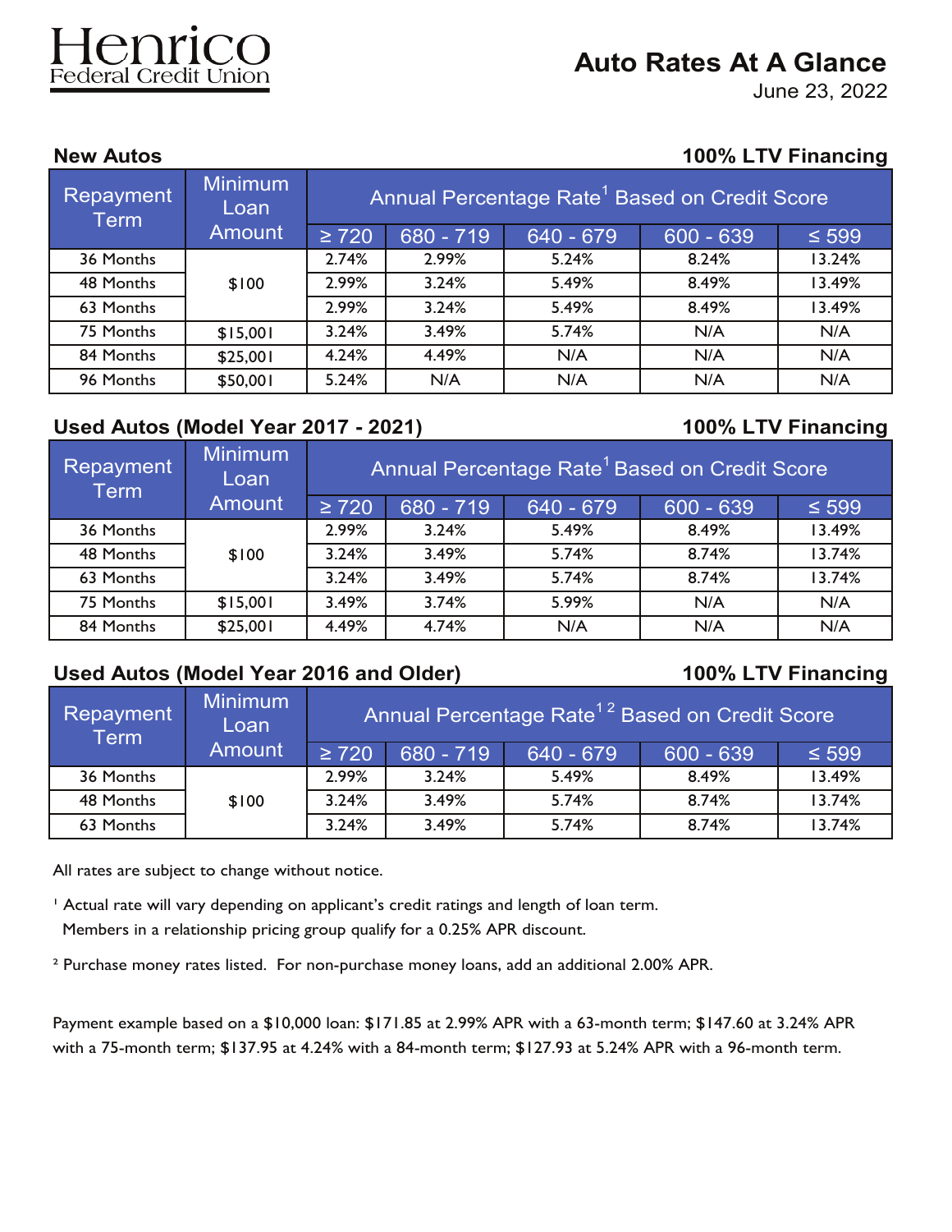Henrico Federal Credit Union

# Auto Rates At A Glance

June 23, 2022

## New Autos

**100% LTV Financing**

| Repayment Term | Minimum Loan Amount | Annual Percentage Rate[1] Based on Credit Score | | | | |
|---|---|---|---|---|---|---|
| | | ≥ 720 | 680 - 719 | 640 - 679 | 600 - 639 | ≤ 599 |
| 36 Months | $100 | 2.74% | 2.99% | 5.24% | 8.24% | 13.24% |
| 48 Months | | 2.99% | 3.24% | 5.49% | 8.49% | 13.49% |
| 63 Months | | 2.99% | 3.24% | 5.49% | 8.49% | 13.49% |
| 75 Months | $15,001 | 3.24% | 3.49% | 5.74% | N/A | N/A |
| 84 Months | $25,001 | 4.24% | 4.49% | N/A | N/A | N/A |
| 96 Months | $50,001 | 5.24% | N/A | N/A | N/A | N/A |

## Used Autos (Model Year 2017 - 2021)

**100% LTV Financing**

| Repayment Term | Minimum Loan Amount | Annual Percentage Rate[1] Based on Credit Score | | | | |
|---|---|---|---|---|---|---|
| | | ≥ 720 | 680 - 719 | 640 - 679 | 600 - 639 | ≤ 599 |
| 36 Months | $100 | 2.99% | 3.24% | 5.49% | 8.49% | 13.49% |
| 48 Months | | 3.24% | 3.49% | 5.74% | 8.74% | 13.74% |
| 63 Months | | 3.24% | 3.49% | 5.74% | 8.74% | 13.74% |
| 75 Months | $15,001 | 3.49% | 3.74% | 5.99% | N/A | N/A |
| 84 Months | $25,001 | 4.49% | 4.74% | N/A | N/A | N/A |

## Used Autos (Model Year 2016 and Older)

**100% LTV Financing**

| Repayment Term | Minimum Loan Amount | Annual Percentage Rate[1 2] Based on Credit Score | | | | |
|---|---|---|---|---|---|---|
| | | ≥ 720 | 680 - 719 | 640 - 679 | 600 - 639 | ≤ 599 |
| 36 Months | $100 | 2.99% | 3.24% | 5.49% | 8.49% | 13.49% |
| 48 Months | | 3.24% | 3.49% | 5.74% | 8.74% | 13.74% |
| 63 Months | | 3.24% | 3.49% | 5.74% | 8.74% | 13.74% |

All rates are subject to change without notice.

[1] Actual rate will vary depending on applicant's credit ratings and length of loan term. Members in a relationship pricing group qualify for a 0.25% APR discount.

[2] Purchase money rates listed. For non-purchase money loans, add an additional 2.00% APR.

Payment example based on a $10,000 loan: $171.85 at 2.99% APR with a 63-month term; $147.60 at 3.24% APR with a 75-month term; $137.95 at 4.24% with a 84-month term; $127.93 at 5.24% APR with a 96-month term.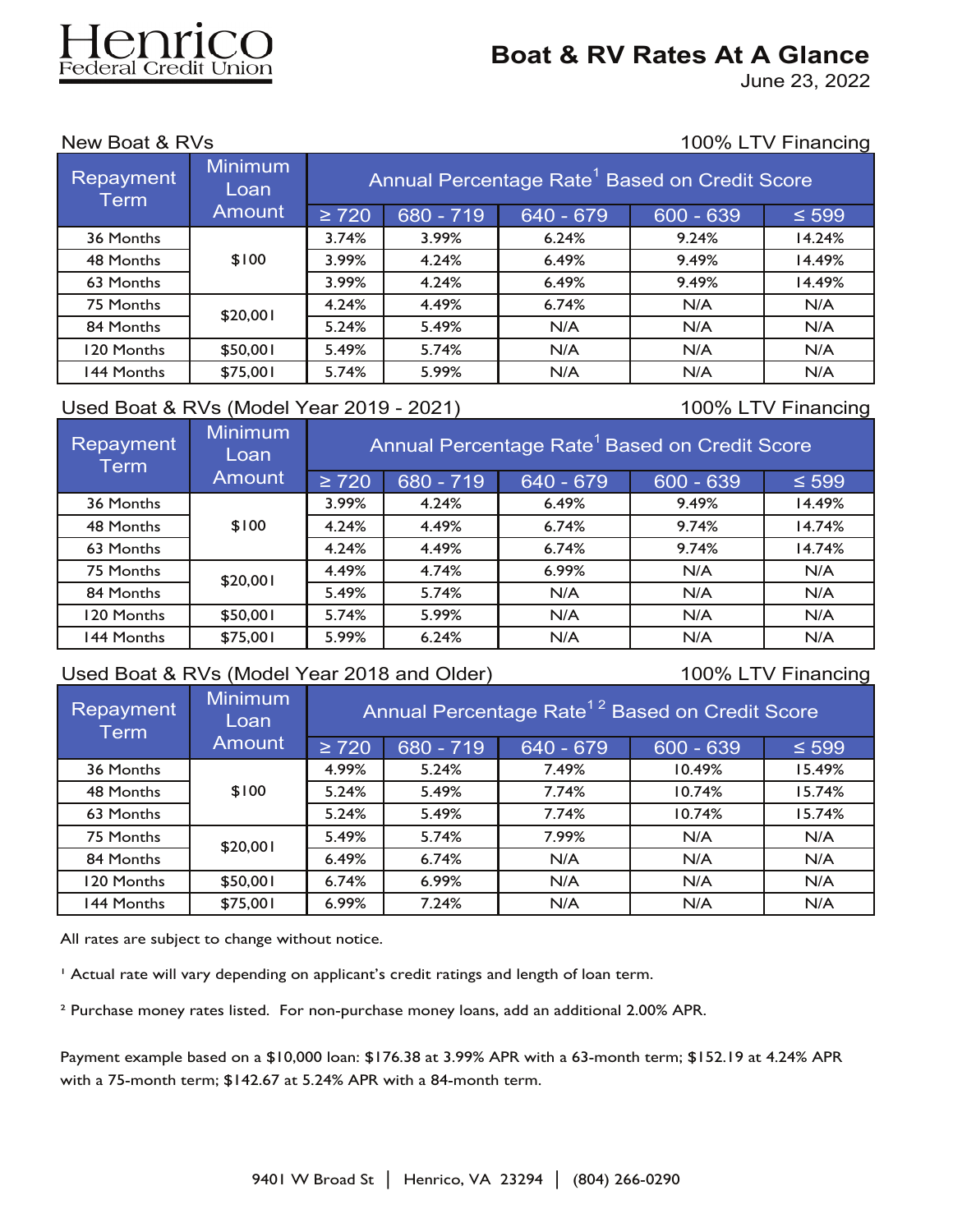# Henrico Federal Credit Union

## Boat & RV Rates At A Glance

June 23, 2022

### New Boat & RVs

100% LTV Financing

| Repayment Term | Minimum Loan Amount | Annual Percentage Rate[1] Based on Credit Score | | | | |
|---|---|---|---|---|---|---|
| | | ≥ 720 | 680 - 719 | 640 - 679 | 600 - 639 | ≤ 599 |
| 36 Months | $100 | 3.74% | 3.99% | 6.24% | 9.24% | 14.24% |
| 48 Months | | 3.99% | 4.24% | 6.49% | 9.49% | 14.49% |
| 63 Months | | 3.99% | 4.24% | 6.49% | 9.49% | 14.49% |
| 75 Months | $20,001 | 4.24% | 4.49% | 6.74% | N/A | N/A |
| 84 Months | | 5.24% | 5.49% | N/A | N/A | N/A |
| 120 Months | $50,001 | 5.49% | 5.74% | N/A | N/A | N/A |
| 144 Months | $75,001 | 5.74% | 5.99% | N/A | N/A | N/A |

### Used Boat & RVs (Model Year 2019 - 2021)

100% LTV Financing

| Repayment Term | Minimum Loan Amount | Annual Percentage Rate[1] Based on Credit Score | | | | |
|---|---|---|---|---|---|---|
| | | ≥ 720 | 680 - 719 | 640 - 679 | 600 - 639 | ≤ 599 |
| 36 Months | $100 | 3.99% | 4.24% | 6.49% | 9.49% | 14.49% |
| 48 Months | | 4.24% | 4.49% | 6.74% | 9.74% | 14.74% |
| 63 Months | | 4.24% | 4.49% | 6.74% | 9.74% | 14.74% |
| 75 Months | $20,001 | 4.49% | 4.74% | 6.99% | N/A | N/A |
| 84 Months | | 5.49% | 5.74% | N/A | N/A | N/A |
| 120 Months | $50,001 | 5.74% | 5.99% | N/A | N/A | N/A |
| 144 Months | $75,001 | 5.99% | 6.24% | N/A | N/A | N/A |

### Used Boat & RVs (Model Year 2018 and Older)

100% LTV Financing

| Repayment Term | Minimum Loan Amount | Annual Percentage Rate[1,2] Based on Credit Score | | | | |
|---|---|---|---|---|---|---|
| | | ≥ 720 | 680 - 719 | 640 - 679 | 600 - 639 | ≤ 599 |
| 36 Months | $100 | 4.99% | 5.24% | 7.49% | 10.49% | 15.49% |
| 48 Months | | 5.24% | 5.49% | 7.74% | 10.74% | 15.74% |
| 63 Months | | 5.24% | 5.49% | 7.74% | 10.74% | 15.74% |
| 75 Months | $20,001 | 5.49% | 5.74% | 7.99% | N/A | N/A |
| 84 Months | | 6.49% | 6.74% | N/A | N/A | N/A |
| 120 Months | $50,001 | 6.74% | 6.99% | N/A | N/A | N/A |
| 144 Months | $75,001 | 6.99% | 7.24% | N/A | N/A | N/A |

All rates are subject to change without notice.

[1] Actual rate will vary depending on applicant's credit ratings and length of loan term.

[2] Purchase money rates listed. For non-purchase money loans, add an additional 2.00% APR.

Payment example based on a $10,000 loan: $176.38 at 3.99% APR with a 63-month term; $152.19 at 4.24% APR with a 75-month term; $142.67 at 5.24% APR with a 84-month term.

9401 W Broad St | Henrico, VA 23294 | (804) 266-0290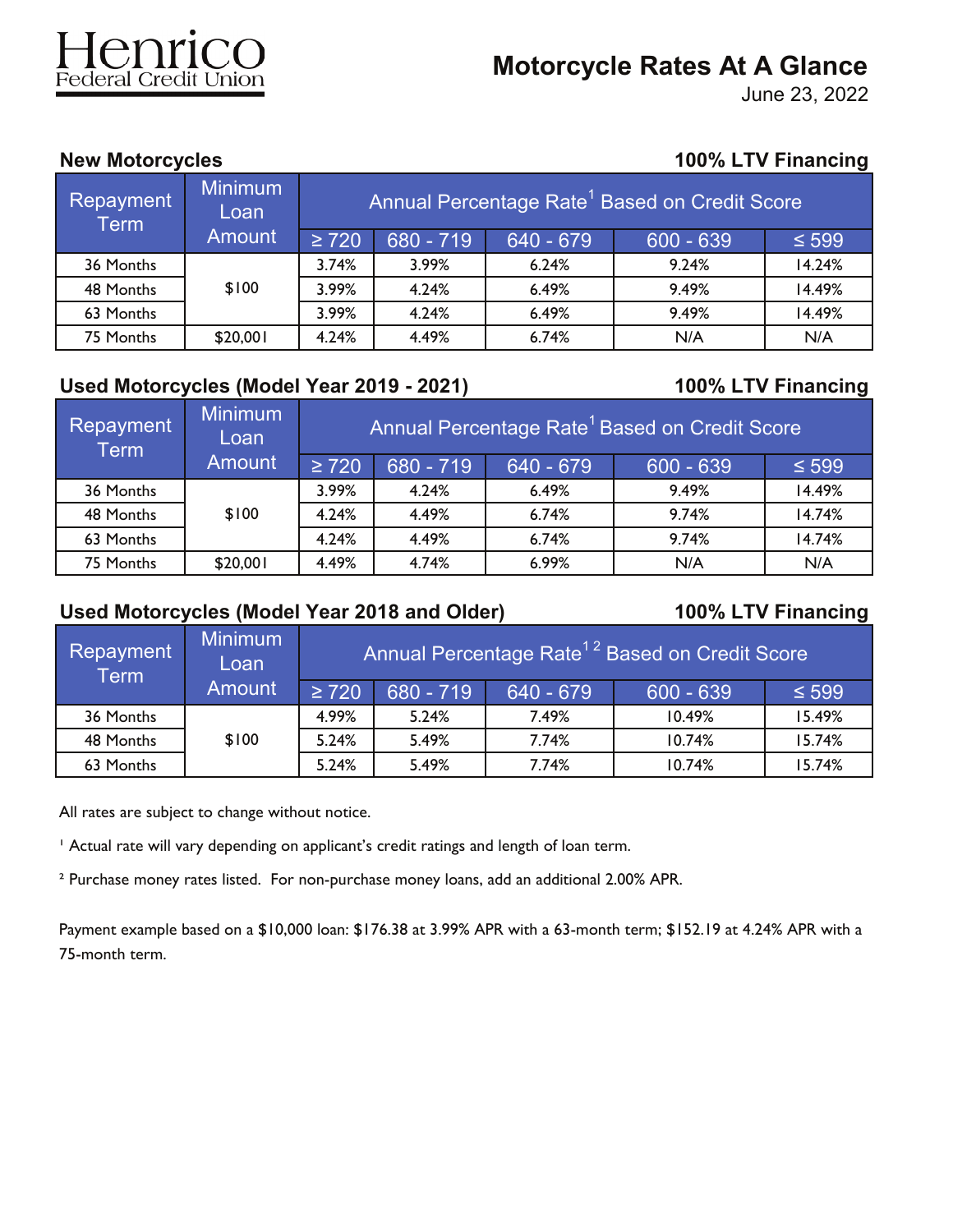Henrico Federal Credit Union

# Motorcycle Rates At A Glance

June 23, 2022

## New Motorcycles

**100% LTV Financing**

| Repayment Term | Minimum Loan Amount | Annual Percentage Rate[1] Based on Credit Score | | | | |
|---|---|---|---|---|---|---|
| | | ≥ 720 | 680 - 719 | 640 - 679 | 600 - 639 | ≤ 599 |
| 36 Months | $100 | 3.74% | 3.99% | 6.24% | 9.24% | 14.24% |
| 48 Months | | 3.99% | 4.24% | 6.49% | 9.49% | 14.49% |
| 63 Months | | 3.99% | 4.24% | 6.49% | 9.49% | 14.49% |
| 75 Months | $20,001 | 4.24% | 4.49% | 6.74% | N/A | N/A |

## Used Motorcycles (Model Year 2019 - 2021)

**100% LTV Financing**

| Repayment Term | Minimum Loan Amount | Annual Percentage Rate[1] Based on Credit Score | | | | |
|---|---|---|---|---|---|---|
| | | ≥ 720 | 680 - 719 | 640 - 679 | 600 - 639 | ≤ 599 |
| 36 Months | $100 | 3.99% | 4.24% | 6.49% | 9.49% | 14.49% |
| 48 Months | | 4.24% | 4.49% | 6.74% | 9.74% | 14.74% |
| 63 Months | | 4.24% | 4.49% | 6.74% | 9.74% | 14.74% |
| 75 Months | $20,001 | 4.49% | 4.74% | 6.99% | N/A | N/A |

## Used Motorcycles (Model Year 2018 and Older)

**100% LTV Financing**

| Repayment Term | Minimum Loan Amount | Annual Percentage Rate[1,2] Based on Credit Score | | | | |
|---|---|---|---|---|---|---|
| | | ≥ 720 | 680 - 719 | 640 - 679 | 600 - 639 | ≤ 599 |
| 36 Months | $100 | 4.99% | 5.24% | 7.49% | 10.49% | 15.49% |
| 48 Months | | 5.24% | 5.49% | 7.74% | 10.74% | 15.74% |
| 63 Months | | 5.24% | 5.49% | 7.74% | 10.74% | 15.74% |

All rates are subject to change without notice.

[1] Actual rate will vary depending on applicant's credit ratings and length of loan term.

[2] Purchase money rates listed. For non-purchase money loans, add an additional 2.00% APR.

Payment example based on a $10,000 loan: $176.38 at 3.99% APR with a 63-month term; $152.19 at 4.24% APR with a 75-month term.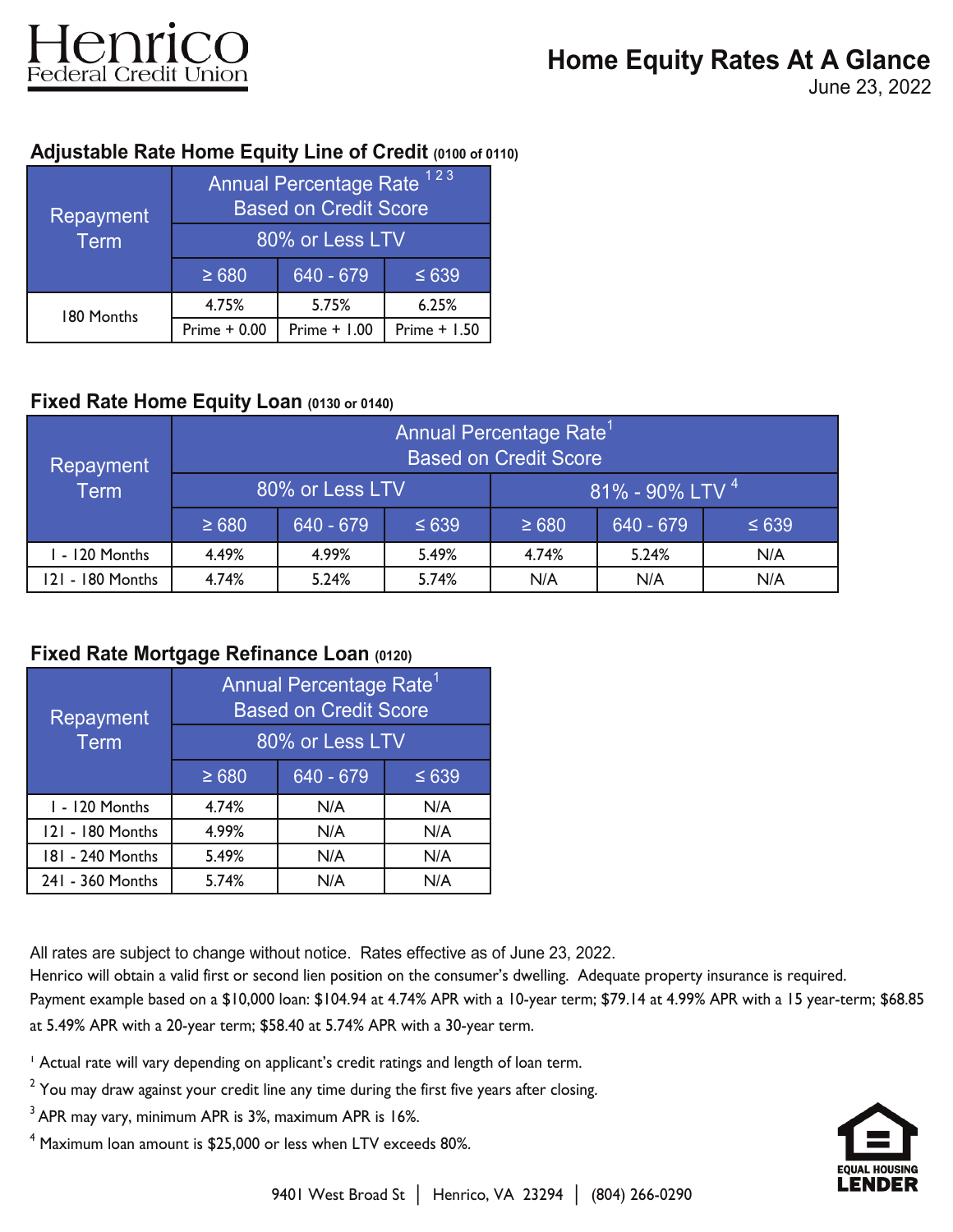Henrico
Federal Credit Union

# Home Equity Rates At A Glance

June 23, 2022

## Adjustable Rate Home Equity Line of Credit (0100 of 0110)

| Repayment Term | Annual Percentage Rate [1 2 3] Based on Credit Score | | |
|---|---|---|---|
| | 80% or Less LTV | | |
| | ≥ 680 | 640 - 679 | ≤ 639 |
| 180 Months | 4.75% | 5.75% | 6.25% |
| | Prime + 0.00 | Prime + 1.00 | Prime + 1.50 |

## Fixed Rate Home Equity Loan (0130 or 0140)

| Repayment Term | Annual Percentage Rate [1] Based on Credit Score | | | | | |
|---|---|---|---|---|---|---|
| | 80% or Less LTV | | | 81% - 90% LTV [4] | | |
| | ≥ 680 | 640 - 679 | ≤ 639 | ≥ 680 | 640 - 679 | ≤ 639 |
| 1 - 120 Months | 4.49% | 4.99% | 5.49% | 4.74% | 5.24% | N/A |
| 121 - 180 Months | 4.74% | 5.24% | 5.74% | N/A | N/A | N/A |

## Fixed Rate Mortgage Refinance Loan (0120)

| Repayment Term | Annual Percentage Rate [1] Based on Credit Score | | |
|---|---|---|---|
| | 80% or Less LTV | | |
| | ≥ 680 | 640 - 679 | ≤ 639 |
| 1 - 120 Months | 4.74% | N/A | N/A |
| 121 - 180 Months | 4.99% | N/A | N/A |
| 181 - 240 Months | 5.49% | N/A | N/A |
| 241 - 360 Months | 5.74% | N/A | N/A |

All rates are subject to change without notice. Rates effective as of June 23, 2022.
Henrico will obtain a valid first or second lien position on the consumer's dwelling. Adequate property insurance is required.
Payment example based on a $10,000 loan: $104.94 at 4.74% APR with a 10-year term; $79.14 at 4.99% APR with a 15 year-term; $68.85 at 5.49% APR with a 20-year term; $58.40 at 5.74% APR with a 30-year term.

[1] Actual rate will vary depending on applicant's credit ratings and length of loan term.

[2] You may draw against your credit line any time during the first five years after closing.

[3] APR may vary, minimum APR is 3%, maximum APR is 16%.

[4] Maximum loan amount is $25,000 or less when LTV exceeds 80%.

9401 West Broad St | Henrico, VA 23294 | (804) 266-0290

EQUAL HOUSING LENDER